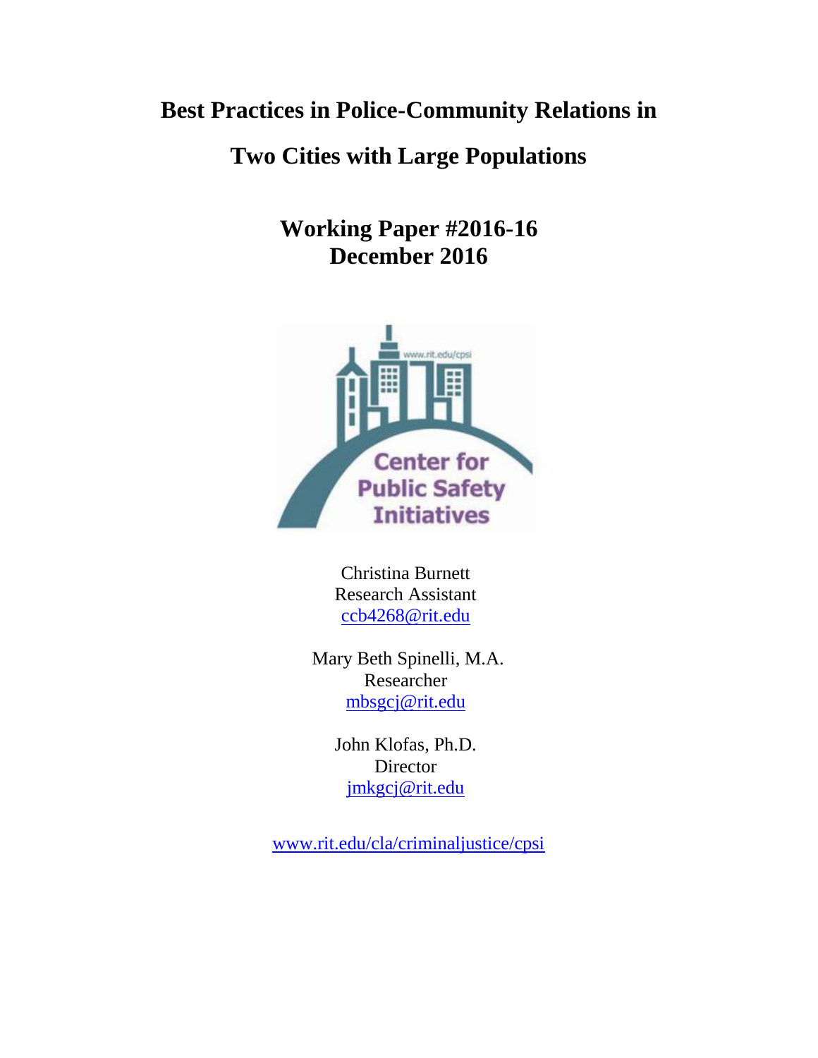# Best Practices in Police-Community Relations in Two Cities with Large Populations

## Working Paper #2016-16
## December 2016

Christina Burnett
Research Assistant
ccb4268@rit.edu

Mary Beth Spinelli, M.A.
Researcher
mbsgcj@rit.edu

John Klofas, Ph.D.
Director
jmkgcj@rit.edu

www.rit.edu/cla/criminaljustice/cpsi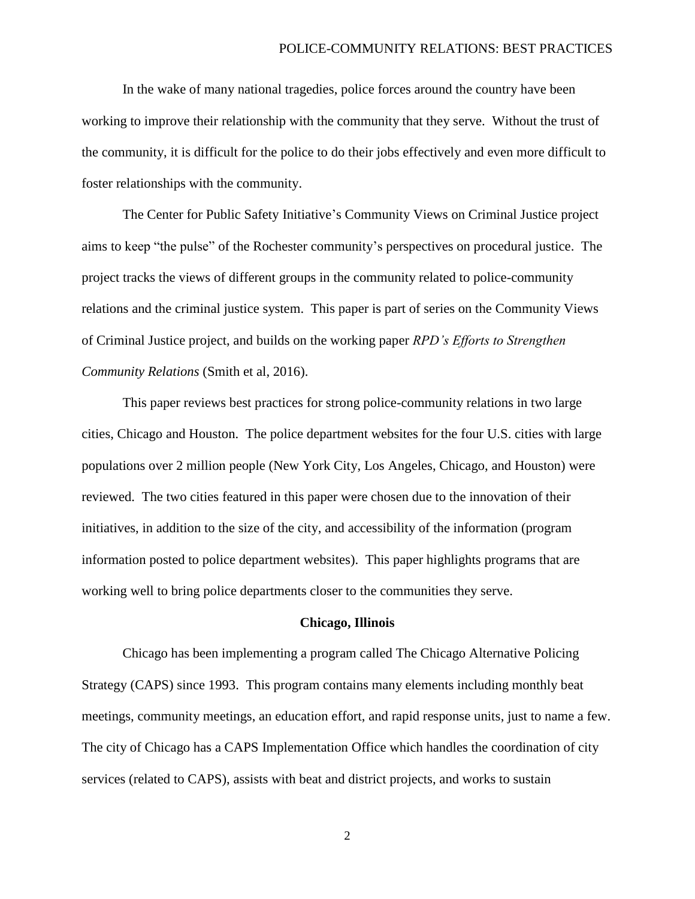In the wake of many national tragedies, police forces around the country have been working to improve their relationship with the community that they serve. Without the trust of the community, it is difficult for the police to do their jobs effectively and even more difficult to foster relationships with the community.

The Center for Public Safety Initiative's Community Views on Criminal Justice project aims to keep "the pulse" of the Rochester community's perspectives on procedural justice. The project tracks the views of different groups in the community related to police-community relations and the criminal justice system. This paper is part of series on the Community Views of Criminal Justice project, and builds on the working paper *RPD's Efforts to Strengthen Community Relations* (Smith et al, 2016).

This paper reviews best practices for strong police-community relations in two large cities, Chicago and Houston. The police department websites for the four U.S. cities with large populations over 2 million people (New York City, Los Angeles, Chicago, and Houston) were reviewed. The two cities featured in this paper were chosen due to the innovation of their initiatives, in addition to the size of the city, and accessibility of the information (program information posted to police department websites). This paper highlights programs that are working well to bring police departments closer to the communities they serve.

## Chicago, Illinois

Chicago has been implementing a program called The Chicago Alternative Policing Strategy (CAPS) since 1993. This program contains many elements including monthly beat meetings, community meetings, an education effort, and rapid response units, just to name a few. The city of Chicago has a CAPS Implementation Office which handles the coordination of city services (related to CAPS), assists with beat and district projects, and works to sustain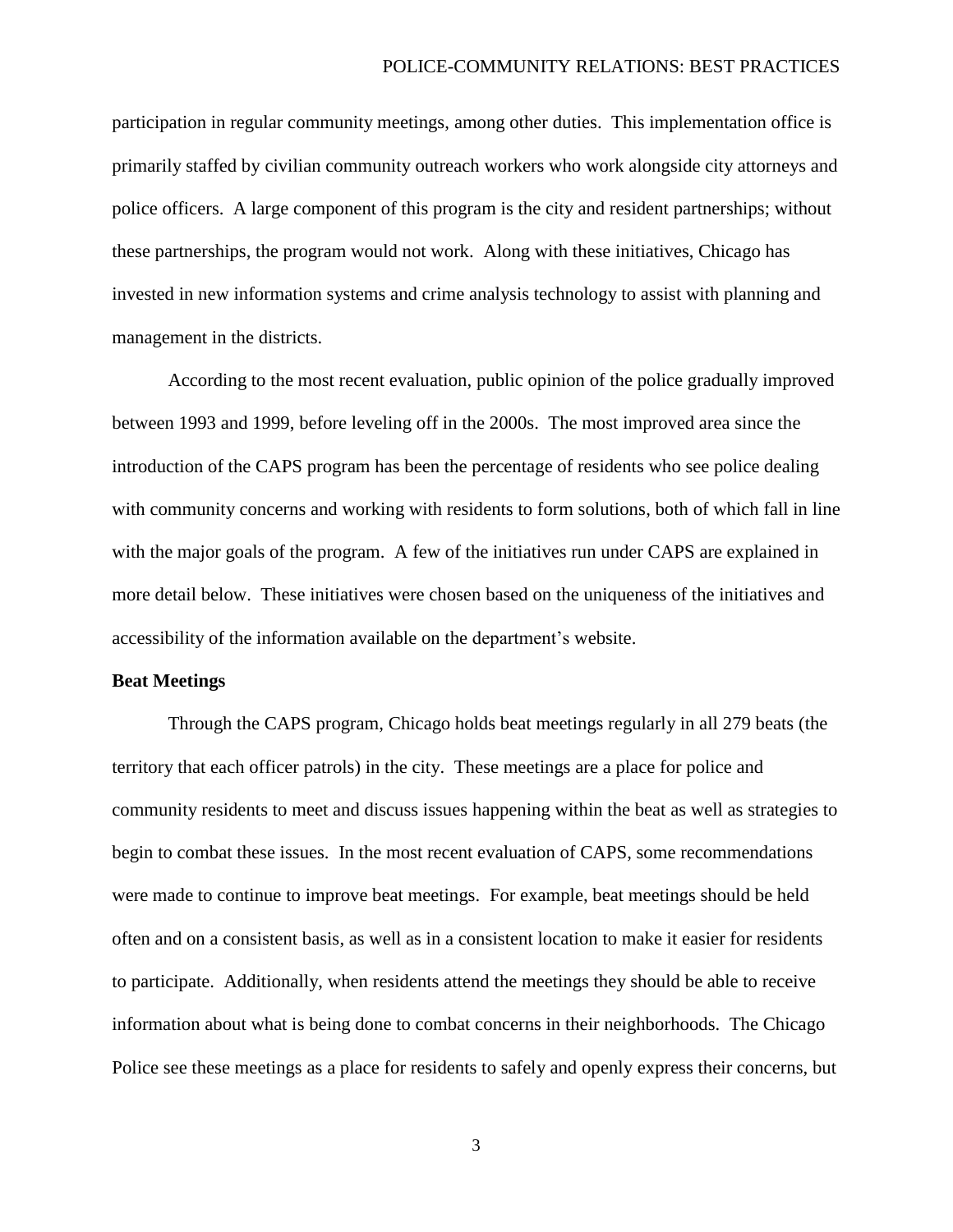participation in regular community meetings, among other duties. This implementation office is primarily staffed by civilian community outreach workers who work alongside city attorneys and police officers. A large component of this program is the city and resident partnerships; without these partnerships, the program would not work. Along with these initiatives, Chicago has invested in new information systems and crime analysis technology to assist with planning and management in the districts.

According to the most recent evaluation, public opinion of the police gradually improved between 1993 and 1999, before leveling off in the 2000s. The most improved area since the introduction of the CAPS program has been the percentage of residents who see police dealing with community concerns and working with residents to form solutions, both of which fall in line with the major goals of the program. A few of the initiatives run under CAPS are explained in more detail below. These initiatives were chosen based on the uniqueness of the initiatives and accessibility of the information available on the department's website.

**Beat Meetings**

Through the CAPS program, Chicago holds beat meetings regularly in all 279 beats (the territory that each officer patrols) in the city. These meetings are a place for police and community residents to meet and discuss issues happening within the beat as well as strategies to begin to combat these issues. In the most recent evaluation of CAPS, some recommendations were made to continue to improve beat meetings. For example, beat meetings should be held often and on a consistent basis, as well as in a consistent location to make it easier for residents to participate. Additionally, when residents attend the meetings they should be able to receive information about what is being done to combat concerns in their neighborhoods. The Chicago Police see these meetings as a place for residents to safely and openly express their concerns, but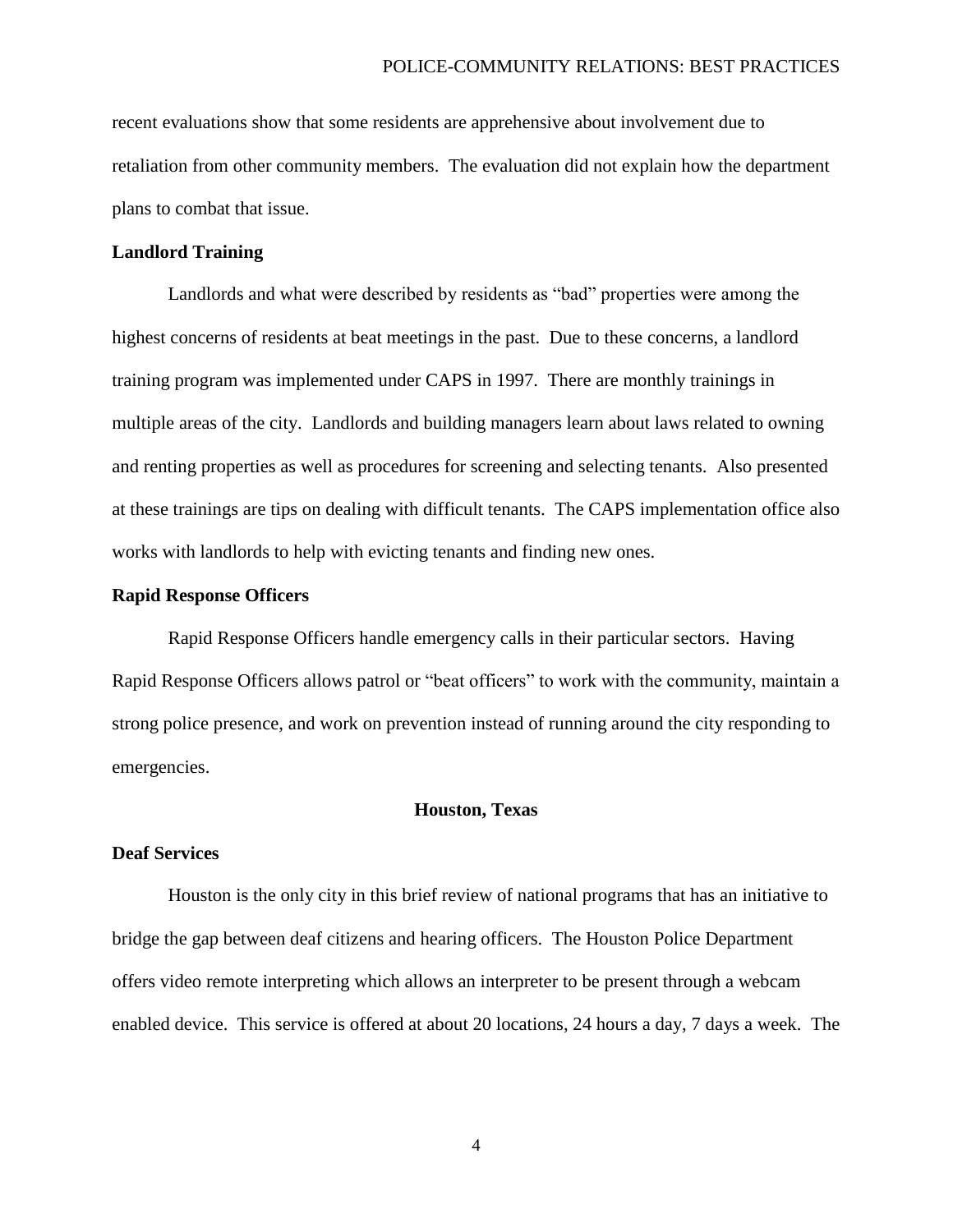recent evaluations show that some residents are apprehensive about involvement due to retaliation from other community members. The evaluation did not explain how the department plans to combat that issue.

### Landlord Training

Landlords and what were described by residents as "bad" properties were among the highest concerns of residents at beat meetings in the past. Due to these concerns, a landlord training program was implemented under CAPS in 1997. There are monthly trainings in multiple areas of the city. Landlords and building managers learn about laws related to owning and renting properties as well as procedures for screening and selecting tenants. Also presented at these trainings are tips on dealing with difficult tenants. The CAPS implementation office also works with landlords to help with evicting tenants and finding new ones.

### Rapid Response Officers

Rapid Response Officers handle emergency calls in their particular sectors. Having Rapid Response Officers allows patrol or "beat officers" to work with the community, maintain a strong police presence, and work on prevention instead of running around the city responding to emergencies.

## Houston, Texas

### Deaf Services

Houston is the only city in this brief review of national programs that has an initiative to bridge the gap between deaf citizens and hearing officers. The Houston Police Department offers video remote interpreting which allows an interpreter to be present through a webcam enabled device. This service is offered at about 20 locations, 24 hours a day, 7 days a week. The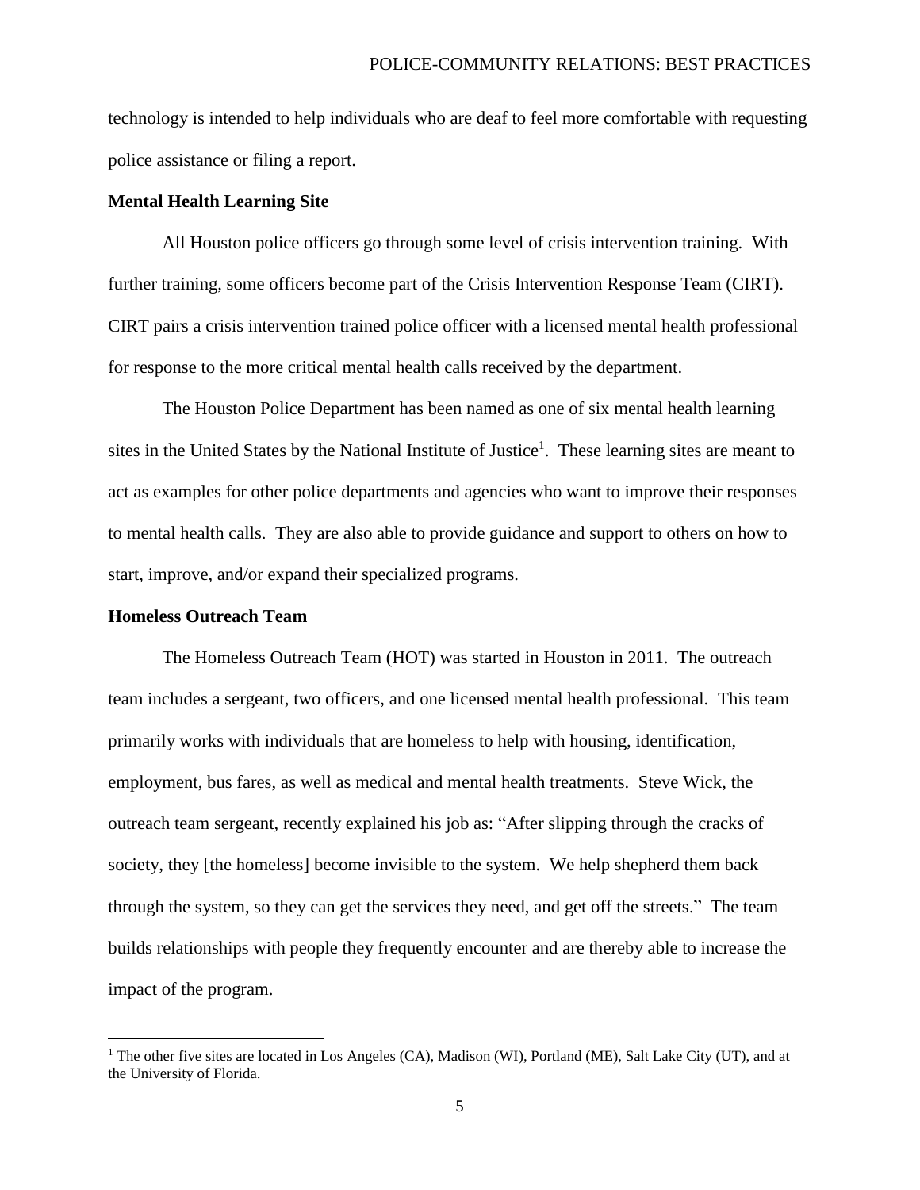technology is intended to help individuals who are deaf to feel more comfortable with requesting police assistance or filing a report.

**Mental Health Learning Site**

All Houston police officers go through some level of crisis intervention training. With further training, some officers become part of the Crisis Intervention Response Team (CIRT). CIRT pairs a crisis intervention trained police officer with a licensed mental health professional for response to the more critical mental health calls received by the department.

The Houston Police Department has been named as one of six mental health learning sites in the United States by the National Institute of Justice[1]. These learning sites are meant to act as examples for other police departments and agencies who want to improve their responses to mental health calls. They are also able to provide guidance and support to others on how to start, improve, and/or expand their specialized programs.

**Homeless Outreach Team**

The Homeless Outreach Team (HOT) was started in Houston in 2011. The outreach team includes a sergeant, two officers, and one licensed mental health professional. This team primarily works with individuals that are homeless to help with housing, identification, employment, bus fares, as well as medical and mental health treatments. Steve Wick, the outreach team sergeant, recently explained his job as: "After slipping through the cracks of society, they [the homeless] become invisible to the system. We help shepherd them back through the system, so they can get the services they need, and get off the streets." The team builds relationships with people they frequently encounter and are thereby able to increase the impact of the program.

[1] The other five sites are located in Los Angeles (CA), Madison (WI), Portland (ME), Salt Lake City (UT), and at the University of Florida.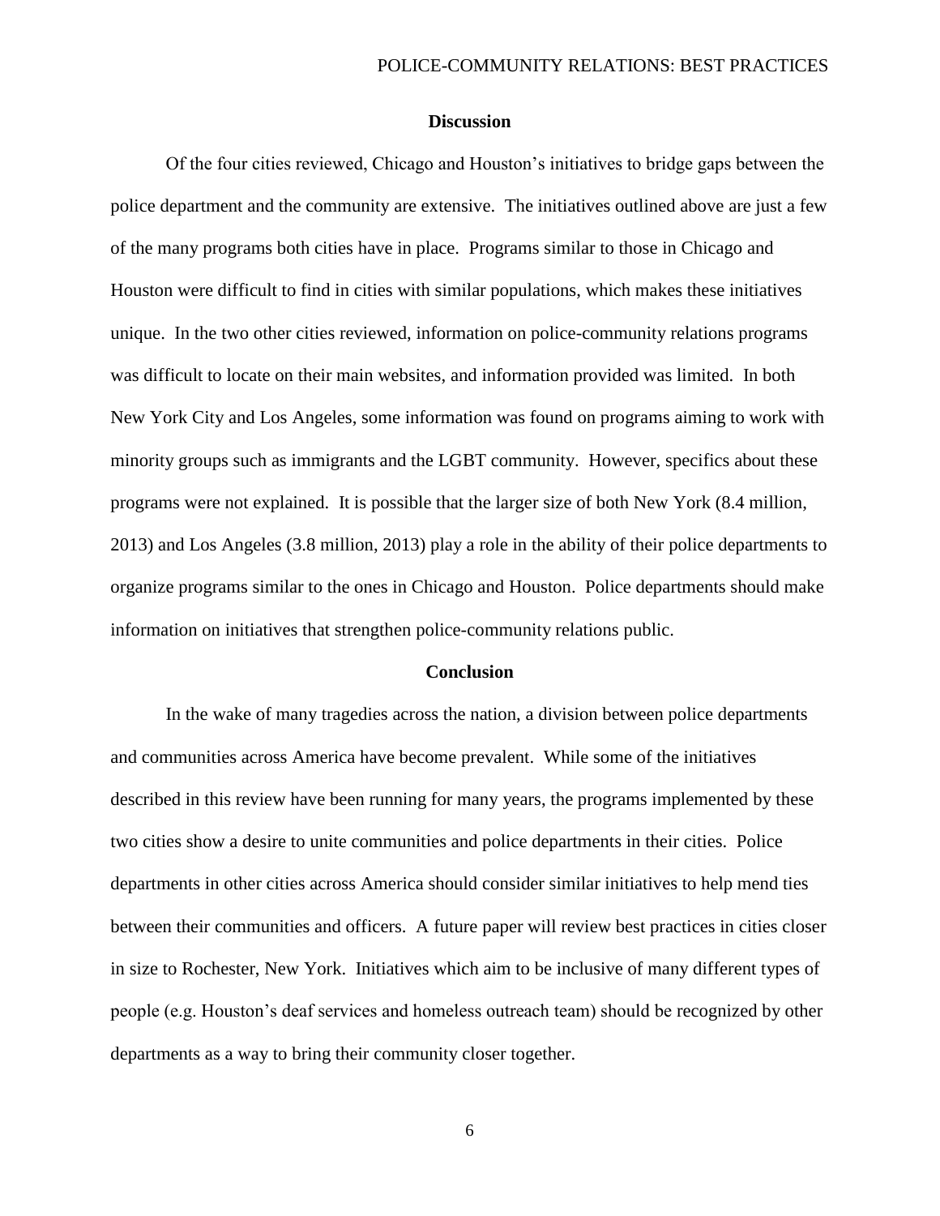## Discussion

Of the four cities reviewed, Chicago and Houston's initiatives to bridge gaps between the police department and the community are extensive. The initiatives outlined above are just a few of the many programs both cities have in place. Programs similar to those in Chicago and Houston were difficult to find in cities with similar populations, which makes these initiatives unique. In the two other cities reviewed, information on police-community relations programs was difficult to locate on their main websites, and information provided was limited. In both New York City and Los Angeles, some information was found on programs aiming to work with minority groups such as immigrants and the LGBT community. However, specifics about these programs were not explained. It is possible that the larger size of both New York (8.4 million, 2013) and Los Angeles (3.8 million, 2013) play a role in the ability of their police departments to organize programs similar to the ones in Chicago and Houston. Police departments should make information on initiatives that strengthen police-community relations public.

## Conclusion

In the wake of many tragedies across the nation, a division between police departments and communities across America have become prevalent. While some of the initiatives described in this review have been running for many years, the programs implemented by these two cities show a desire to unite communities and police departments in their cities. Police departments in other cities across America should consider similar initiatives to help mend ties between their communities and officers. A future paper will review best practices in cities closer in size to Rochester, New York. Initiatives which aim to be inclusive of many different types of people (e.g. Houston's deaf services and homeless outreach team) should be recognized by other departments as a way to bring their community closer together.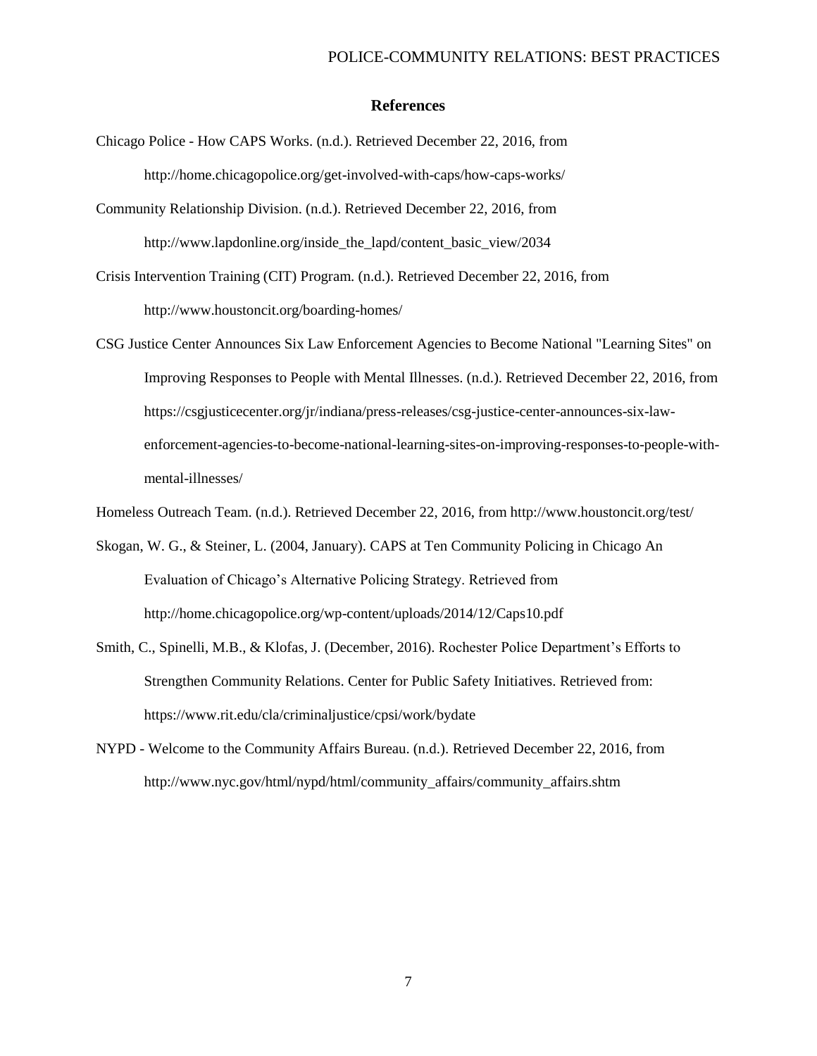## References

Chicago Police - How CAPS Works. (n.d.). Retrieved December 22, 2016, from http://home.chicagopolice.org/get-involved-with-caps/how-caps-works/

Community Relationship Division. (n.d.). Retrieved December 22, 2016, from http://www.lapdonline.org/inside_the_lapd/content_basic_view/2034

Crisis Intervention Training (CIT) Program. (n.d.). Retrieved December 22, 2016, from http://www.houstoncit.org/boarding-homes/

CSG Justice Center Announces Six Law Enforcement Agencies to Become National "Learning Sites" on Improving Responses to People with Mental Illnesses. (n.d.). Retrieved December 22, 2016, from https://csgjusticecenter.org/jr/indiana/press-releases/csg-justice-center-announces-six-law-enforcement-agencies-to-become-national-learning-sites-on-improving-responses-to-people-with-mental-illnesses/

Homeless Outreach Team. (n.d.). Retrieved December 22, 2016, from http://www.houstoncit.org/test/

Skogan, W. G., & Steiner, L. (2004, January). CAPS at Ten Community Policing in Chicago An Evaluation of Chicago's Alternative Policing Strategy. Retrieved from http://home.chicagopolice.org/wp-content/uploads/2014/12/Caps10.pdf

Smith, C., Spinelli, M.B., & Klofas, J. (December, 2016). Rochester Police Department's Efforts to Strengthen Community Relations. Center for Public Safety Initiatives. Retrieved from: https://www.rit.edu/cla/criminaljustice/cpsi/work/bydate

NYPD - Welcome to the Community Affairs Bureau. (n.d.). Retrieved December 22, 2016, from http://www.nyc.gov/html/nypd/html/community_affairs/community_affairs.shtm